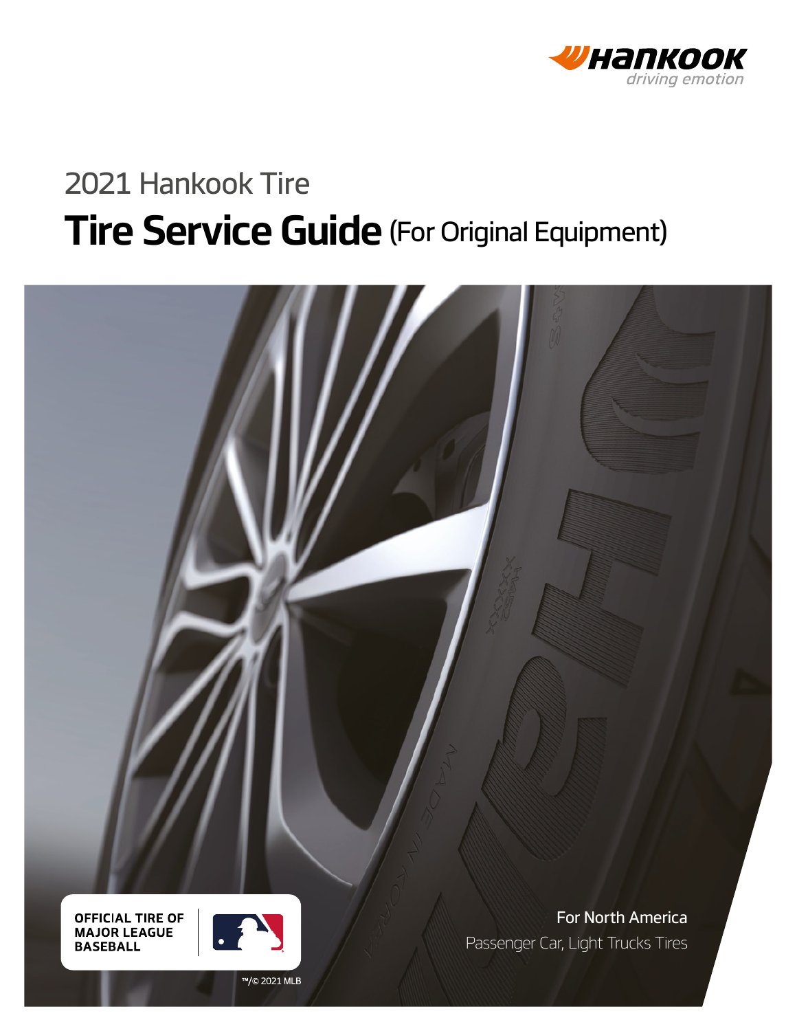Hankook
driving emotion

2021 Hankook Tire

# Tire Service Guide (For Original Equipment)

OFFICIAL TIRE OF MAJOR LEAGUE BASEBALL

™/© 2021 MLB

For North America

Passenger Car, Light Trucks Tires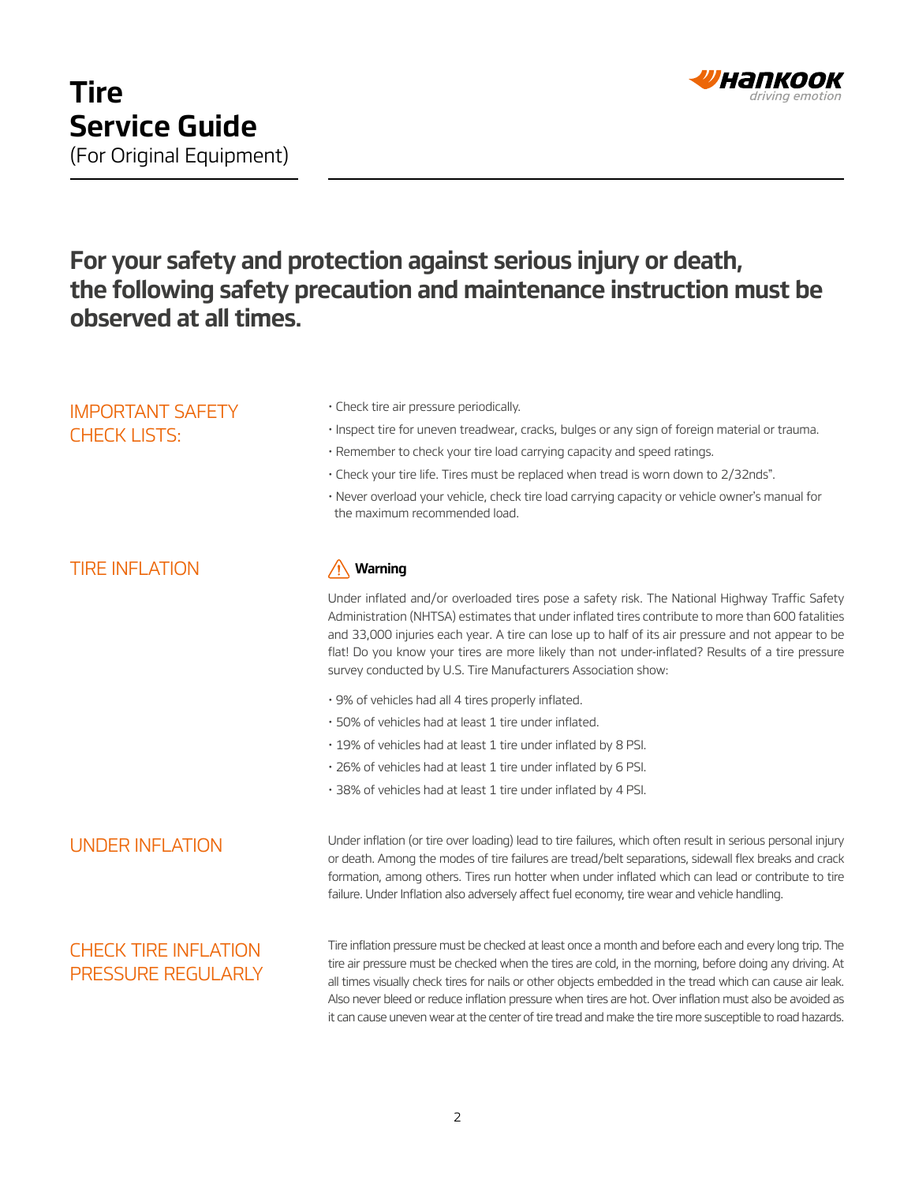# Tire Service Guide

(For Original Equipment)

## For your safety and protection against serious injury or death, the following safety precaution and maintenance instruction must be observed at all times.

### IMPORTANT SAFETY CHECK LISTS:

- Check tire air pressure periodically.
- Inspect tire for uneven treadwear, cracks, bulges or any sign of foreign material or trauma.
- Remember to check your tire load carrying capacity and speed ratings.
- Check your tire life. Tires must be replaced when tread is worn down to 2/32nds".
- Never overload your vehicle, check tire load carrying capacity or vehicle owner's manual for the maximum recommended load.

### TIRE INFLATION

**Warning**

Under inflated and/or overloaded tires pose a safety risk. The National Highway Traffic Safety Administration (NHTSA) estimates that under inflated tires contribute to more than 600 fatalities and 33,000 injuries each year. A tire can lose up to half of its air pressure and not appear to be flat! Do you know your tires are more likely than not under-inflated? Results of a tire pressure survey conducted by U.S. Tire Manufacturers Association show:

- 9% of vehicles had all 4 tires properly inflated.
- 50% of vehicles had at least 1 tire under inflated.
- 19% of vehicles had at least 1 tire under inflated by 8 PSI.
- 26% of vehicles had at least 1 tire under inflated by 6 PSI.
- 38% of vehicles had at least 1 tire under inflated by 4 PSI.

### UNDER INFLATION

Under inflation (or tire over loading) lead to tire failures, which often result in serious personal injury or death. Among the modes of tire failures are tread/belt separations, sidewall flex breaks and crack formation, among others. Tires run hotter when under inflated which can lead or contribute to tire failure. Under Inflation also adversely affect fuel economy, tire wear and vehicle handling.

### CHECK TIRE INFLATION PRESSURE REGULARLY

Tire inflation pressure must be checked at least once a month and before each and every long trip. The tire air pressure must be checked when the tires are cold, in the morning, before doing any driving. At all times visually check tires for nails or other objects embedded in the tread which can cause air leak. Also never bleed or reduce inflation pressure when tires are hot. Over inflation must also be avoided as it can cause uneven wear at the center of tire tread and make the tire more susceptible to road hazards.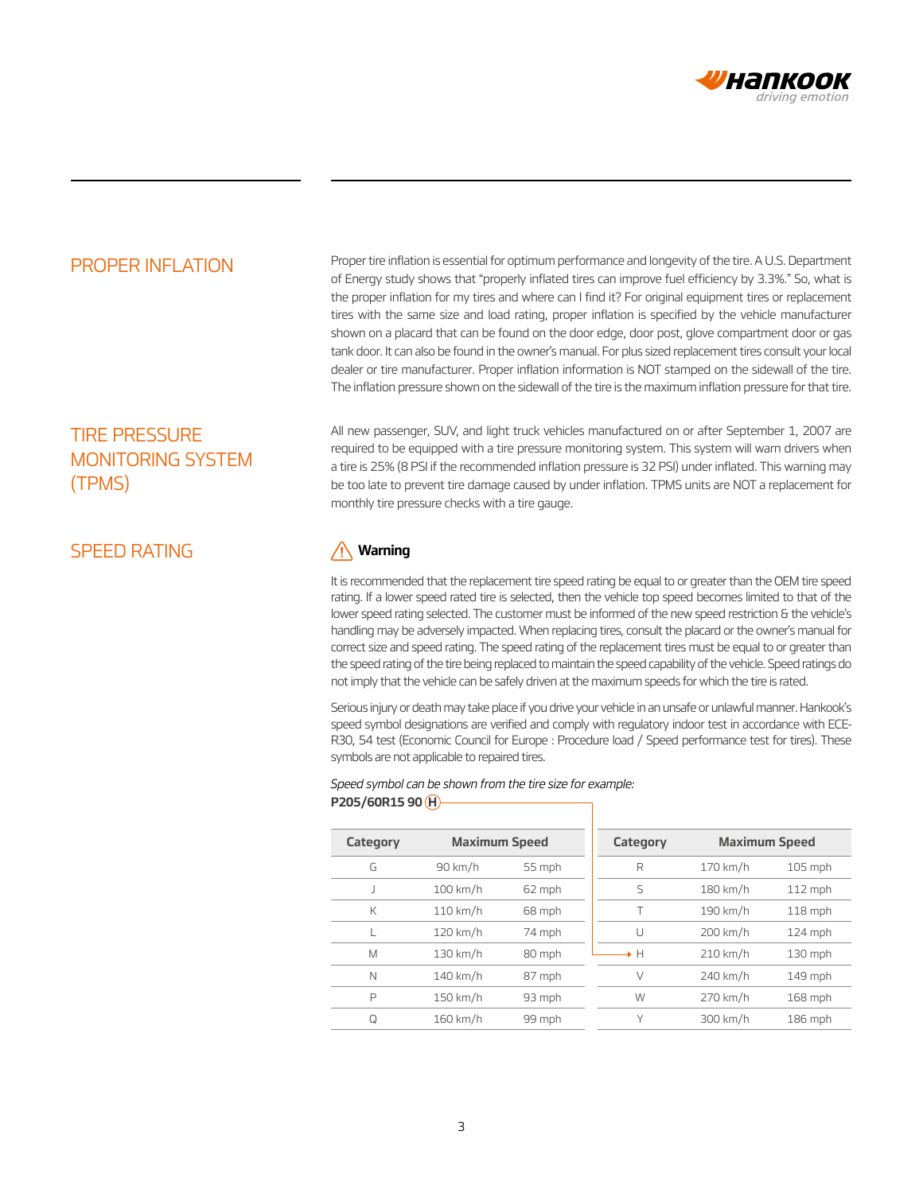## PROPER INFLATION

Proper tire inflation is essential for optimum performance and longevity of the tire. A U.S. Department of Energy study shows that "properly inflated tires can improve fuel efficiency by 3.3%." So, what is the proper inflation for my tires and where can I find it? For original equipment tires or replacement tires with the same size and load rating, proper inflation is specified by the vehicle manufacturer shown on a placard that can be found on the door edge, door post, glove compartment door or gas tank door. It can also be found in the owner's manual. For plus sized replacement tires consult your local dealer or tire manufacturer. Proper inflation information is NOT stamped on the sidewall of the tire. The inflation pressure shown on the sidewall of the tire is the maximum inflation pressure for that tire.

## TIRE PRESSURE MONITORING SYSTEM (TPMS)

All new passenger, SUV, and light truck vehicles manufactured on or after September 1, 2007 are required to be equipped with a tire pressure monitoring system. This system will warn drivers when a tire is 25% (8 PSI if the recommended inflation pressure is 32 PSI) under inflated. This warning may be too late to prevent tire damage caused by under inflation. TPMS units are NOT a replacement for monthly tire pressure checks with a tire gauge.

## SPEED RATING

⚠ **Warning**

It is recommended that the replacement tire speed rating be equal to or greater than the OEM tire speed rating. If a lower speed rated tire is selected, then the vehicle top speed becomes limited to that of the lower speed rating selected. The customer must be informed of the new speed restriction & the vehicle's handling may be adversely impacted. When replacing tires, consult the placard or the owner's manual for correct size and speed rating. The speed rating of the replacement tires must be equal to or greater than the speed rating of the tire being replaced to maintain the speed capability of the vehicle. Speed ratings do not imply that the vehicle can be safely driven at the maximum speeds for which the tire is rated.

Serious injury or death may take place if you drive your vehicle in an unsafe or unlawful manner. Hankook's speed symbol designations are verified and comply with regulatory indoor test in accordance with ECE-R30, 54 test (Economic Council for Europe : Procedure load / Speed performance test for tires). These symbols are not applicable to repaired tires.

*Speed symbol can be shown from the tire size for example:*
**P205/60R15 90 (H)**

| Category | Maximum Speed | |
|---|---|---|
| G | 90 km/h | 55 mph |
| J | 100 km/h | 62 mph |
| K | 110 km/h | 68 mph |
| L | 120 km/h | 74 mph |
| M | 130 km/h | 80 mph |
| N | 140 km/h | 87 mph |
| P | 150 km/h | 93 mph |
| Q | 160 km/h | 99 mph |

| Category | Maximum Speed | |
|---|---|---|
| R | 170 km/h | 105 mph |
| S | 180 km/h | 112 mph |
| T | 190 km/h | 118 mph |
| U | 200 km/h | 124 mph |
| → H | 210 km/h | 130 mph |
| V | 240 km/h | 149 mph |
| W | 270 km/h | 168 mph |
| Y | 300 km/h | 186 mph |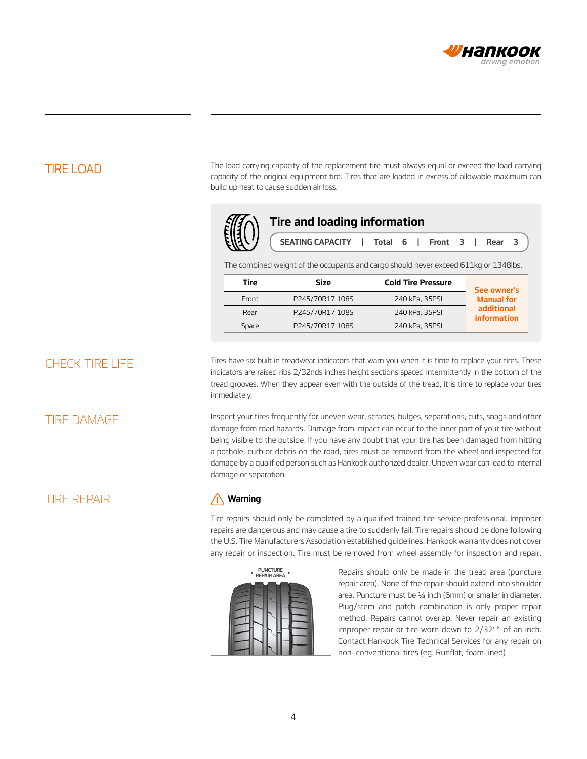## TIRE LOAD

The load carrying capacity of the replacement tire must always equal or exceed the load carrying capacity of the original equipment tire. Tires that are loaded in excess of allowable maximum can build up heat to cause sudden air loss.

### Tire and loading information

**SEATING CAPACITY | Total 6 | Front 3 | Rear 3**

The combined weight of the occupants and cargo should never exceed 611kg or 1348lbs.

| Tire | Size | Cold Tire Pressure | |
|---|---|---|---|
| Front | P245/70R17 108S | 240 kPa, 35PSI | **See owner's Manual for additional information** |
| Rear | P245/70R17 108S | 240 kPa, 35PSI | |
| Spare | P245/70R17 108S | 240 kPa, 35PSI | |

## CHECK TIRE LIFE

Tires have six built-in treadwear indicators that warn you when it is time to replace your tires. These indicators are raised ribs 2/32nds inches height sections spaced intermittently in the bottom of the tread grooves. When they appear even with the outside of the tread, it is time to replace your tires immediately.

## TIRE DAMAGE

Inspect your tires frequently for uneven wear, scrapes, bulges, separations, cuts, snags and other damage from road hazards. Damage from impact can occur to the inner part of your tire without being visible to the outside. If you have any doubt that your tire has been damaged from hitting a pothole, curb or debris on the road, tires must be removed from the wheel and inspected for damage by a qualified person such as Hankook authorized dealer. Uneven wear can lead to internal damage or separation.

## TIRE REPAIR

**⚠ Warning**

Tire repairs should only be completed by a qualified trained tire service professional. Improper repairs are dangerous and may cause a tire to suddenly fail. Tire repairs should be done following the U.S. Tire Manufacturers Association established guidelines. Hankook warranty does not cover any repair or inspection. Tire must be removed from wheel assembly for inspection and repair.

PUNCTURE REPAIR AREA

Repairs should only be made in the tread area (puncture repair area). None of the repair should extend into shoulder area. Puncture must be ¼ inch (6mm) or smaller in diameter. Plug/stem and patch combination is only proper repair method. Repairs cannot overlap. Never repair an existing improper repair or tire worn down to 2/32nds of an inch. Contact Hankook Tire Technical Services for any repair on non- conventional tires (eg. Runflat, foam-lined)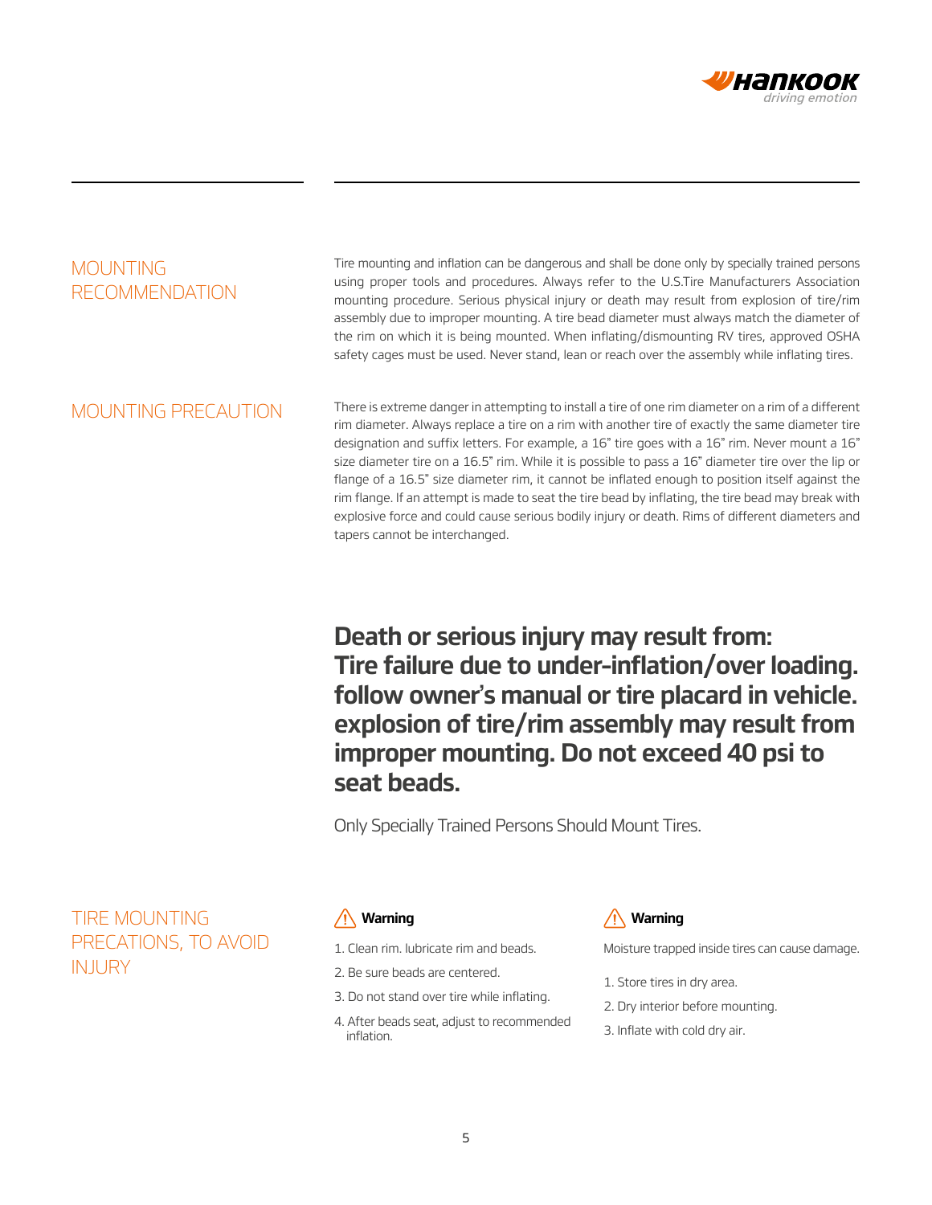## MOUNTING RECOMMENDATION

Tire mounting and inflation can be dangerous and shall be done only by specially trained persons using proper tools and procedures. Always refer to the U.S.Tire Manufacturers Association mounting procedure. Serious physical injury or death may result from explosion of tire/rim assembly due to improper mounting. A tire bead diameter must always match the diameter of the rim on which it is being mounted. When inflating/dismounting RV tires, approved OSHA safety cages must be used. Never stand, lean or reach over the assembly while inflating tires.

## MOUNTING PRECAUTION

There is extreme danger in attempting to install a tire of one rim diameter on a rim of a different rim diameter. Always replace a tire on a rim with another tire of exactly the same diameter tire designation and suffix letters. For example, a 16" tire goes with a 16" rim. Never mount a 16" size diameter tire on a 16.5" rim. While it is possible to pass a 16" diameter tire over the lip or flange of a 16.5" size diameter rim, it cannot be inflated enough to position itself against the rim flange. If an attempt is made to seat the tire bead by inflating, the tire bead may break with explosive force and could cause serious bodily injury or death. Rims of different diameters and tapers cannot be interchanged.

**Death or serious injury may result from: Tire failure due to under-inflation/over loading. follow owner's manual or tire placard in vehicle. explosion of tire/rim assembly may result from improper mounting. Do not exceed 40 psi to seat beads.**

Only Specially Trained Persons Should Mount Tires.

## TIRE MOUNTING PRECATIONS, TO AVOID INJURY

**⚠ Warning**

1. Clean rim. lubricate rim and beads.
2. Be sure beads are centered.
3. Do not stand over tire while inflating.
4. After beads seat, adjust to recommended inflation.

**⚠ Warning**

Moisture trapped inside tires can cause damage.

1. Store tires in dry area.
2. Dry interior before mounting.
3. Inflate with cold dry air.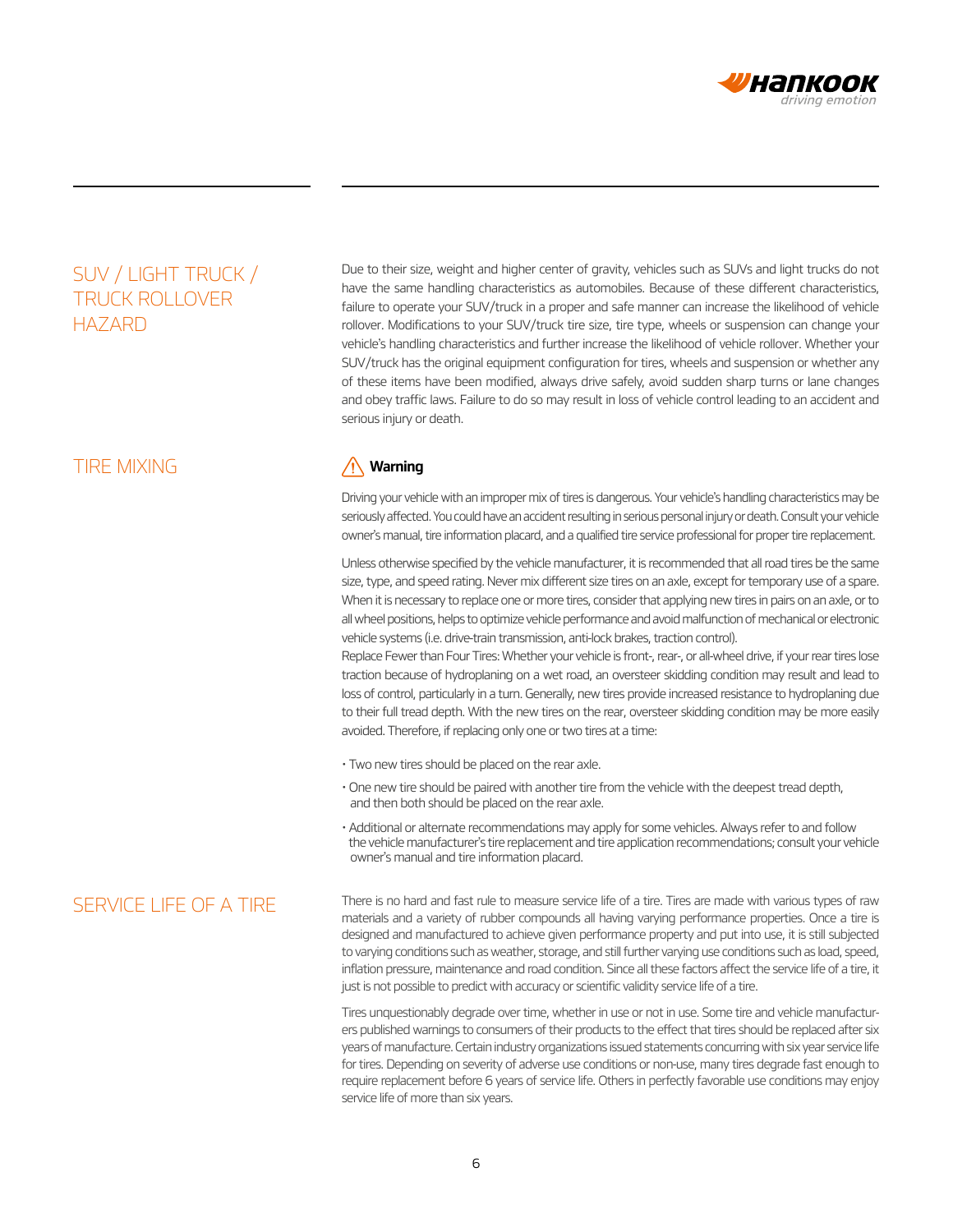## SUV / LIGHT TRUCK / TRUCK ROLLOVER HAZARD

Due to their size, weight and higher center of gravity, vehicles such as SUVs and light trucks do not have the same handling characteristics as automobiles. Because of these different characteristics, failure to operate your SUV/truck in a proper and safe manner can increase the likelihood of vehicle rollover. Modifications to your SUV/truck tire size, tire type, wheels or suspension can change your vehicle's handling characteristics and further increase the likelihood of vehicle rollover. Whether your SUV/truck has the original equipment configuration for tires, wheels and suspension or whether any of these items have been modified, always drive safely, avoid sudden sharp turns or lane changes and obey traffic laws. Failure to do so may result in loss of vehicle control leading to an accident and serious injury or death.

## TIRE MIXING

⚠ **Warning**

Driving your vehicle with an improper mix of tires is dangerous. Your vehicle's handling characteristics may be seriously affected. You could have an accident resulting in serious personal injury or death. Consult your vehicle owner's manual, tire information placard, and a qualified tire service professional for proper tire replacement.

Unless otherwise specified by the vehicle manufacturer, it is recommended that all road tires be the same size, type, and speed rating. Never mix different size tires on an axle, except for temporary use of a spare. When it is necessary to replace one or more tires, consider that applying new tires in pairs on an axle, or to all wheel positions, helps to optimize vehicle performance and avoid malfunction of mechanical or electronic vehicle systems (i.e. drive-train transmission, anti-lock brakes, traction control).
Replace Fewer than Four Tires: Whether your vehicle is front-, rear-, or all-wheel drive, if your rear tires lose traction because of hydroplaning on a wet road, an oversteer skidding condition may result and lead to loss of control, particularly in a turn. Generally, new tires provide increased resistance to hydroplaning due to their full tread depth. With the new tires on the rear, oversteer skidding condition may be more easily avoided. Therefore, if replacing only one or two tires at a time:

- Two new tires should be placed on the rear axle.
- One new tire should be paired with another tire from the vehicle with the deepest tread depth, and then both should be placed on the rear axle.
- Additional or alternate recommendations may apply for some vehicles. Always refer to and follow the vehicle manufacturer's tire replacement and tire application recommendations; consult your vehicle owner's manual and tire information placard.

## SERVICE LIFE OF A TIRE

There is no hard and fast rule to measure service life of a tire. Tires are made with various types of raw materials and a variety of rubber compounds all having varying performance properties. Once a tire is designed and manufactured to achieve given performance property and put into use, it is still subjected to varying conditions such as weather, storage, and still further varying use conditions such as load, speed, inflation pressure, maintenance and road condition. Since all these factors affect the service life of a tire, it just is not possible to predict with accuracy or scientific validity service life of a tire.

Tires unquestionably degrade over time, whether in use or not in use. Some tire and vehicle manufacturers published warnings to consumers of their products to the effect that tires should be replaced after six years of manufacture. Certain industry organizations issued statements concurring with six year service life for tires. Depending on severity of adverse use conditions or non-use, many tires degrade fast enough to require replacement before 6 years of service life. Others in perfectly favorable use conditions may enjoy service life of more than six years.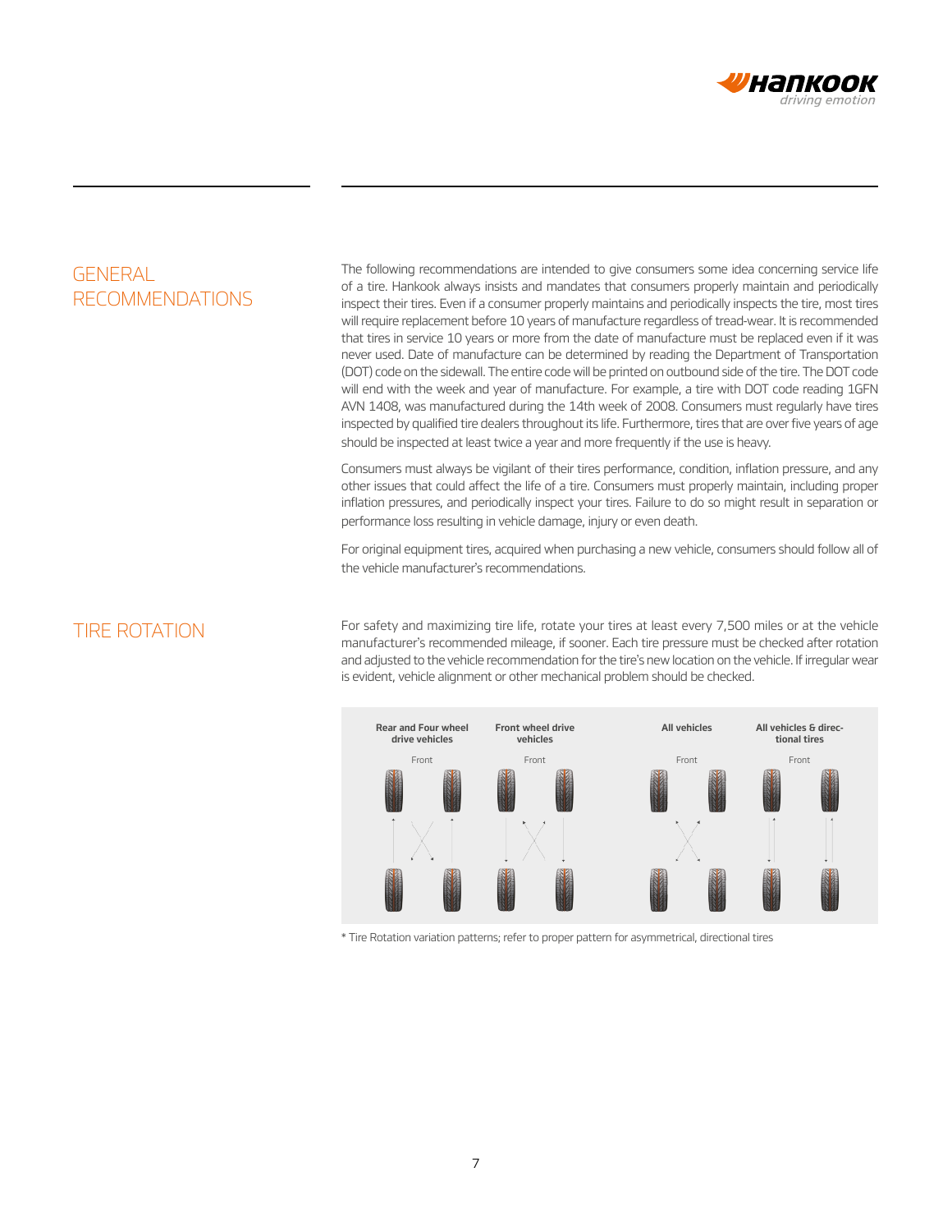## GENERAL RECOMMENDATIONS

The following recommendations are intended to give consumers some idea concerning service life of a tire. Hankook always insists and mandates that consumers properly maintain and periodically inspect their tires. Even if a consumer properly maintains and periodically inspects the tire, most tires will require replacement before 10 years of manufacture regardless of tread-wear. It is recommended that tires in service 10 years or more from the date of manufacture must be replaced even if it was never used. Date of manufacture can be determined by reading the Department of Transportation (DOT) code on the sidewall. The entire code will be printed on outbound side of the tire. The DOT code will end with the week and year of manufacture. For example, a tire with DOT code reading 1GFN AVN 1408, was manufactured during the 14th week of 2008. Consumers must regularly have tires inspected by qualified tire dealers throughout its life. Furthermore, tires that are over five years of age should be inspected at least twice a year and more frequently if the use is heavy.

Consumers must always be vigilant of their tires performance, condition, inflation pressure, and any other issues that could affect the life of a tire. Consumers must properly maintain, including proper inflation pressures, and periodically inspect your tires. Failure to do so might result in separation or performance loss resulting in vehicle damage, injury or even death.

For original equipment tires, acquired when purchasing a new vehicle, consumers should follow all of the vehicle manufacturer's recommendations.

## TIRE ROTATION

For safety and maximizing tire life, rotate your tires at least every 7,500 miles or at the vehicle manufacturer's recommended mileage, if sooner. Each tire pressure must be checked after rotation and adjusted to the vehicle recommendation for the tire's new location on the vehicle. If irregular wear is evident, vehicle alignment or other mechanical problem should be checked.

**Rear and Four wheel drive vehicles** — Front

**Front wheel drive vehicles** — Front

**All vehicles** — Front

**All vehicles & directional tires** — Front

* Tire Rotation variation patterns; refer to proper pattern for asymmetrical, directional tires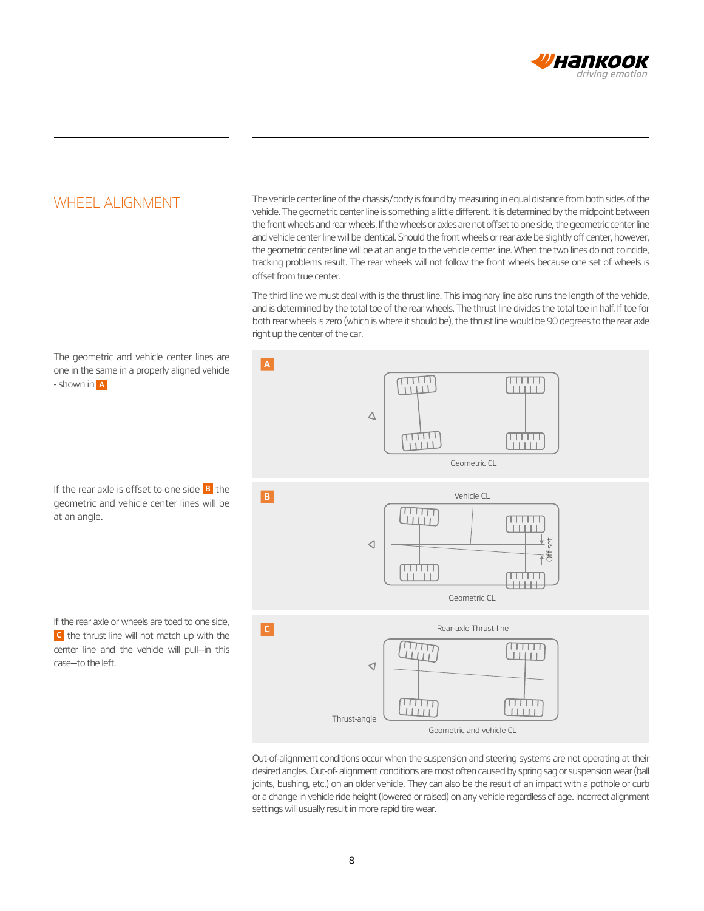## WHEEL ALIGNMENT

The vehicle center line of the chassis/body is found by measuring in equal distance from both sides of the vehicle. The geometric center line is something a little different. It is determined by the midpoint between the front wheels and rear wheels. If the wheels or axles are not offset to one side, the geometric center line and vehicle center line will be identical. Should the front wheels or rear axle be slightly off center, however, the geometric center line will be at an angle to the vehicle center line. When the two lines do not coincide, tracking problems result. The rear wheels will not follow the front wheels because one set of wheels is offset from true center.

The third line we must deal with is the thrust line. This imaginary line also runs the length of the vehicle, and is determined by the total toe of the rear wheels. The thrust line divides the total toe in half. If toe for both rear wheels is zero (which is where it should be), the thrust line would be 90 degrees to the rear axle right up the center of the car.

The geometric and vehicle center lines are one in the same in a properly aligned vehicle - shown in A

A

Geometric CL

If the rear axle is offset to one side B the geometric and vehicle center lines will be at an angle.

B

Vehicle CL

Off-set

Geometric CL

If the rear axle or wheels are toed to one side, C the thrust line will not match up with the center line and the vehicle will pull—in this case—to the left.

C

Rear-axle Thrust-line

Thrust-angle

Geometric and vehicle CL

Out-of-alignment conditions occur when the suspension and steering systems are not operating at their desired angles. Out-of- alignment conditions are most often caused by spring sag or suspension wear (ball joints, bushing, etc.) on an older vehicle. They can also be the result of an impact with a pothole or curb or a change in vehicle ride height (lowered or raised) on any vehicle regardless of age. Incorrect alignment settings will usually result in more rapid tire wear.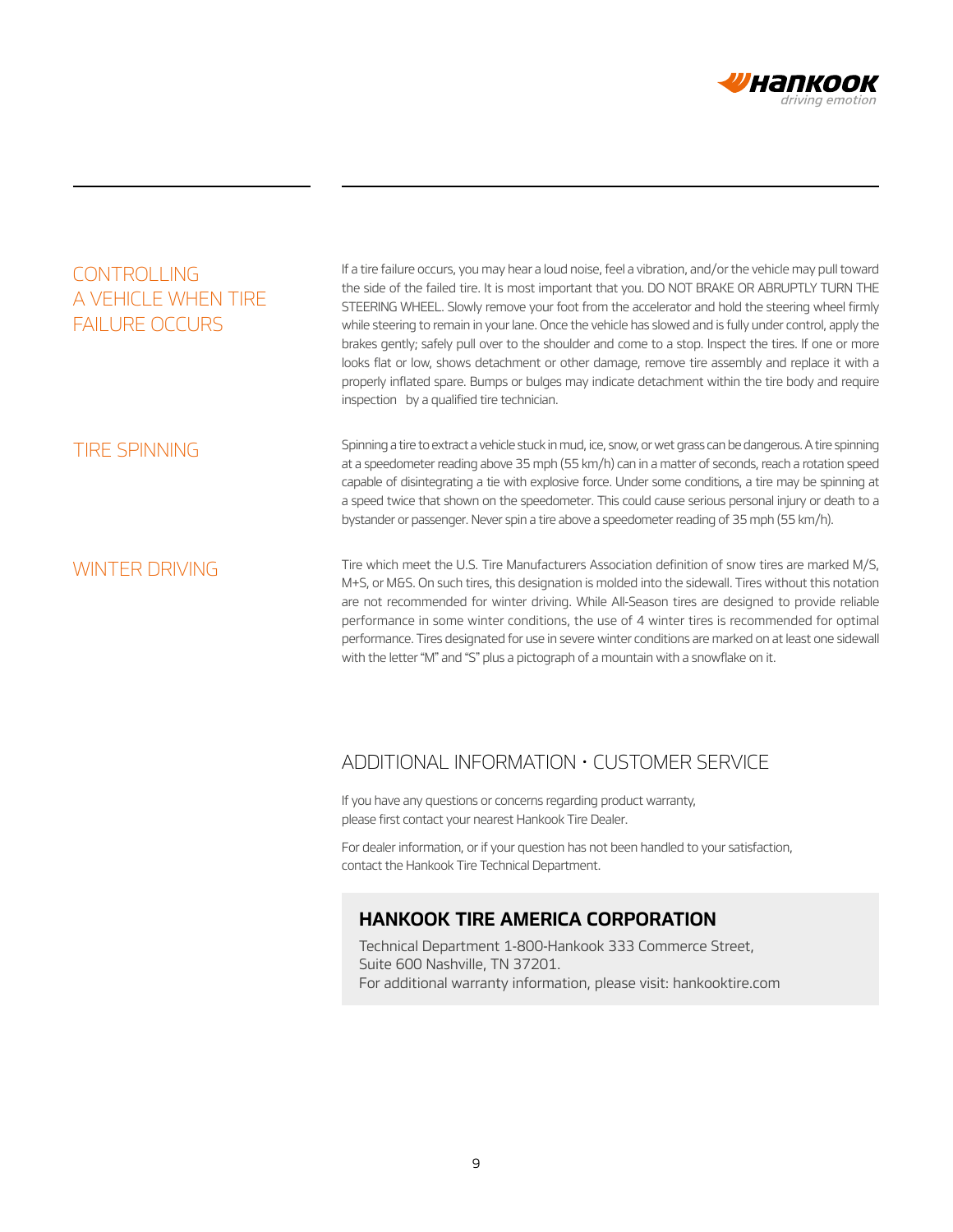## CONTROLLING A VEHICLE WHEN TIRE FAILURE OCCURS

If a tire failure occurs, you may hear a loud noise, feel a vibration, and/or the vehicle may pull toward the side of the failed tire. It is most important that you. DO NOT BRAKE OR ABRUPTLY TURN THE STEERING WHEEL. Slowly remove your foot from the accelerator and hold the steering wheel firmly while steering to remain in your lane. Once the vehicle has slowed and is fully under control, apply the brakes gently; safely pull over to the shoulder and come to a stop. Inspect the tires. If one or more looks flat or low, shows detachment or other damage, remove tire assembly and replace it with a properly inflated spare. Bumps or bulges may indicate detachment within the tire body and require inspection by a qualified tire technician.

## TIRE SPINNING

Spinning a tire to extract a vehicle stuck in mud, ice, snow, or wet grass can be dangerous. A tire spinning at a speedometer reading above 35 mph (55 km/h) can in a matter of seconds, reach a rotation speed capable of disintegrating a tie with explosive force. Under some conditions, a tire may be spinning at a speed twice that shown on the speedometer. This could cause serious personal injury or death to a bystander or passenger. Never spin a tire above a speedometer reading of 35 mph (55 km/h).

## WINTER DRIVING

Tire which meet the U.S. Tire Manufacturers Association definition of snow tires are marked M/S, M+S, or M&S. On such tires, this designation is molded into the sidewall. Tires without this notation are not recommended for winter driving. While All-Season tires are designed to provide reliable performance in some winter conditions, the use of 4 winter tires is recommended for optimal performance. Tires designated for use in severe winter conditions are marked on at least one sidewall with the letter "M" and "S" plus a pictograph of a mountain with a snowflake on it.

## ADDITIONAL INFORMATION · CUSTOMER SERVICE

If you have any questions or concerns regarding product warranty, please first contact your nearest Hankook Tire Dealer.

For dealer information, or if your question has not been handled to your satisfaction, contact the Hankook Tire Technical Department.

**HANKOOK TIRE AMERICA CORPORATION**

Technical Department 1-800-Hankook 333 Commerce Street,
Suite 600 Nashville, TN 37201.
For additional warranty information, please visit: hankooktire.com